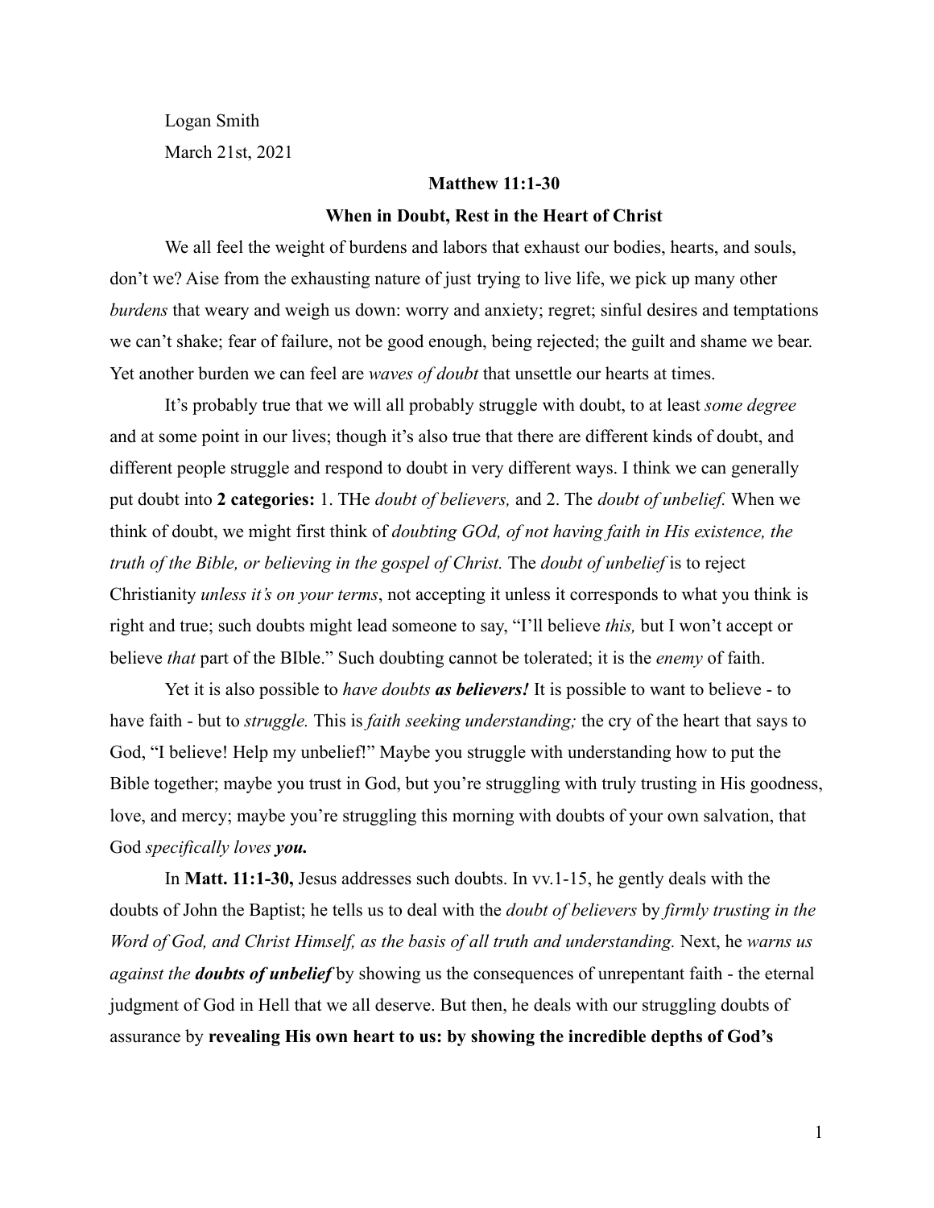Logan Smith
March 21st, 2021

**Matthew 11:1-30**

**When in Doubt, Rest in the Heart of Christ**

We all feel the weight of burdens and labors that exhaust our bodies, hearts, and souls, don't we? Aise from the exhausting nature of just trying to live life, we pick up many other *burdens* that weary and weigh us down: worry and anxiety; regret; sinful desires and temptations we can't shake; fear of failure, not be good enough, being rejected; the guilt and shame we bear. Yet another burden we can feel are *waves of doubt* that unsettle our hearts at times.

It's probably true that we will all probably struggle with doubt, to at least *some degree* and at some point in our lives; though it's also true that there are different kinds of doubt, and different people struggle and respond to doubt in very different ways. I think we can generally put doubt into **2 categories:** 1. THe *doubt of believers,* and 2. The *doubt of unbelief.* When we think of doubt, we might first think of *doubting GOd, of not having faith in His existence, the truth of the Bible, or believing in the gospel of Christ.* The *doubt of unbelief* is to reject Christianity *unless it's on your terms*, not accepting it unless it corresponds to what you think is right and true; such doubts might lead someone to say, "I'll believe *this,* but I won't accept or believe *that* part of the BIble." Such doubting cannot be tolerated; it is the *enemy* of faith.

Yet it is also possible to *have doubts **as believers!*** It is possible to want to believe - to have faith - but to *struggle.* This is *faith seeking understanding;* the cry of the heart that says to God, "I believe! Help my unbelief!" Maybe you struggle with understanding how to put the Bible together; maybe you trust in God, but you're struggling with truly trusting in His goodness, love, and mercy; maybe you're struggling this morning with doubts of your own salvation, that God *specifically loves **you.***

In **Matt. 11:1-30,** Jesus addresses such doubts. In vv.1-15, he gently deals with the doubts of John the Baptist; he tells us to deal with the *doubt of believers* by *firmly trusting in the Word of God, and Christ Himself, as the basis of all truth and understanding.* Next, he *warns us against the **doubts of unbelief*** by showing us the consequences of unrepentant faith - the eternal judgment of God in Hell that we all deserve. But then, he deals with our struggling doubts of assurance by **revealing His own heart to us: by showing the incredible depths of God's**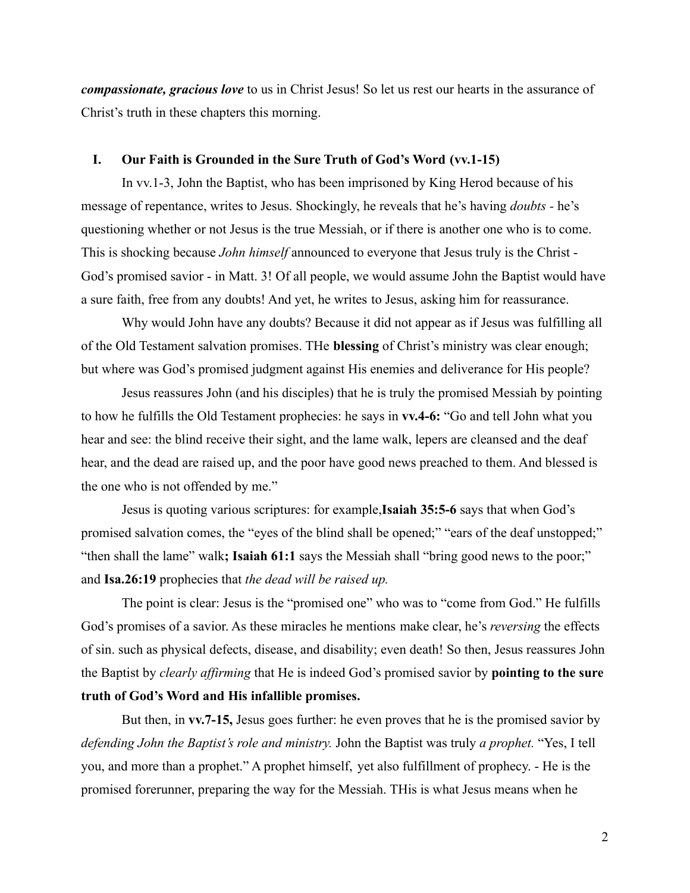***compassionate, gracious love*** to us in Christ Jesus! So let us rest our hearts in the assurance of Christ's truth in these chapters this morning.

## I. Our Faith is Grounded in the Sure Truth of God's Word (vv.1-15)

In vv.1-3, John the Baptist, who has been imprisoned by King Herod because of his message of repentance, writes to Jesus. Shockingly, he reveals that he's having *doubts* - he's questioning whether or not Jesus is the true Messiah, or if there is another one who is to come. This is shocking because *John himself* announced to everyone that Jesus truly is the Christ - God's promised savior - in Matt. 3! Of all people, we would assume John the Baptist would have a sure faith, free from any doubts! And yet, he writes to Jesus, asking him for reassurance.

Why would John have any doubts? Because it did not appear as if Jesus was fulfilling all of the Old Testament salvation promises. THe **blessing** of Christ's ministry was clear enough; but where was God's promised judgment against His enemies and deliverance for His people?

Jesus reassures John (and his disciples) that he is truly the promised Messiah by pointing to how he fulfills the Old Testament prophecies: he says in **vv.4-6:** "Go and tell John what you hear and see: the blind receive their sight, and the lame walk, lepers are cleansed and the deaf hear, and the dead are raised up, and the poor have good news preached to them. And blessed is the one who is not offended by me."

Jesus is quoting various scriptures: for example,**Isaiah 35:5-6** says that when God's promised salvation comes, the "eyes of the blind shall be opened;" "ears of the deaf unstopped;" "then shall the lame" walk**; Isaiah 61:1** says the Messiah shall "bring good news to the poor;" and **Isa.26:19** prophecies that *the dead will be raised up.*

The point is clear: Jesus is the "promised one" who was to "come from God." He fulfills God's promises of a savior. As these miracles he mentions make clear, he's *reversing* the effects of sin. such as physical defects, disease, and disability; even death! So then, Jesus reassures John the Baptist by *clearly affirming* that He is indeed God's promised savior by **pointing to the sure truth of God's Word and His infallible promises.**

But then, in **vv.7-15,** Jesus goes further: he even proves that he is the promised savior by *defending John the Baptist's role and ministry.* John the Baptist was truly *a prophet.* "Yes, I tell you, and more than a prophet." A prophet himself, yet also fulfillment of prophecy. - He is the promised forerunner, preparing the way for the Messiah. THis is what Jesus means when he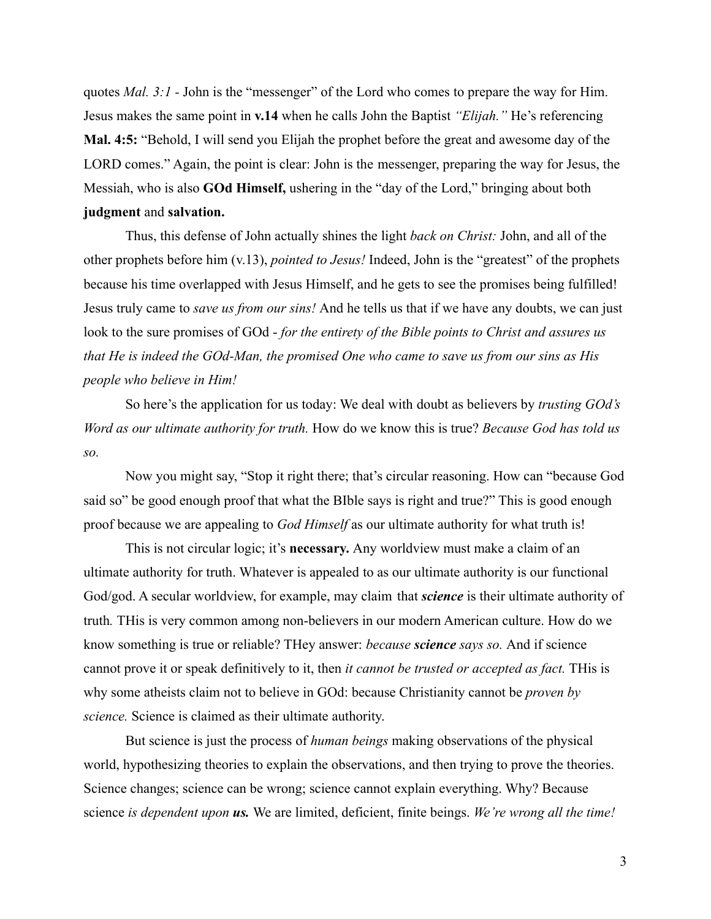quotes *Mal. 3:1* - John is the "messenger" of the Lord who comes to prepare the way for Him. Jesus makes the same point in **v.14** when he calls John the Baptist *"Elijah."* He's referencing **Mal. 4:5:** "Behold, I will send you Elijah the prophet before the great and awesome day of the LORD comes." Again, the point is clear: John is the messenger, preparing the way for Jesus, the Messiah, who is also **GOd Himself,** ushering in the "day of the Lord," bringing about both **judgment** and **salvation.**

Thus, this defense of John actually shines the light *back on Christ:* John, and all of the other prophets before him (v.13), *pointed to Jesus!* Indeed, John is the "greatest" of the prophets because his time overlapped with Jesus Himself, and he gets to see the promises being fulfilled! Jesus truly came to *save us from our sins!* And he tells us that if we have any doubts, we can just look to the sure promises of GOd - *for the entirety of the Bible points to Christ and assures us that He is indeed the GOd-Man, the promised One who came to save us from our sins as His people who believe in Him!*

So here's the application for us today: We deal with doubt as believers by *trusting GOd's Word as our ultimate authority for truth.* How do we know this is true? *Because God has told us so.*

Now you might say, "Stop it right there; that's circular reasoning. How can "because God said so" be good enough proof that what the BIble says is right and true?" This is good enough proof because we are appealing to *God Himself* as our ultimate authority for what truth is!

This is not circular logic; it's **necessary.** Any worldview must make a claim of an ultimate authority for truth. Whatever is appealed to as our ultimate authority is our functional God/god. A secular worldview, for example, may claim that ***science*** is their ultimate authority of truth. THis is very common among non-believers in our modern American culture. How do we know something is true or reliable? THey answer: *because **science** says so.* And if science cannot prove it or speak definitively to it, then *it cannot be trusted or accepted as fact.* THis is why some atheists claim not to believe in GOd: because Christianity cannot be *proven by science.* Science is claimed as their ultimate authority.

But science is just the process of *human beings* making observations of the physical world, hypothesizing theories to explain the observations, and then trying to prove the theories. Science changes; science can be wrong; science cannot explain everything. Why? Because science *is dependent upon **us.*** We are limited, deficient, finite beings. *We're wrong all the time!*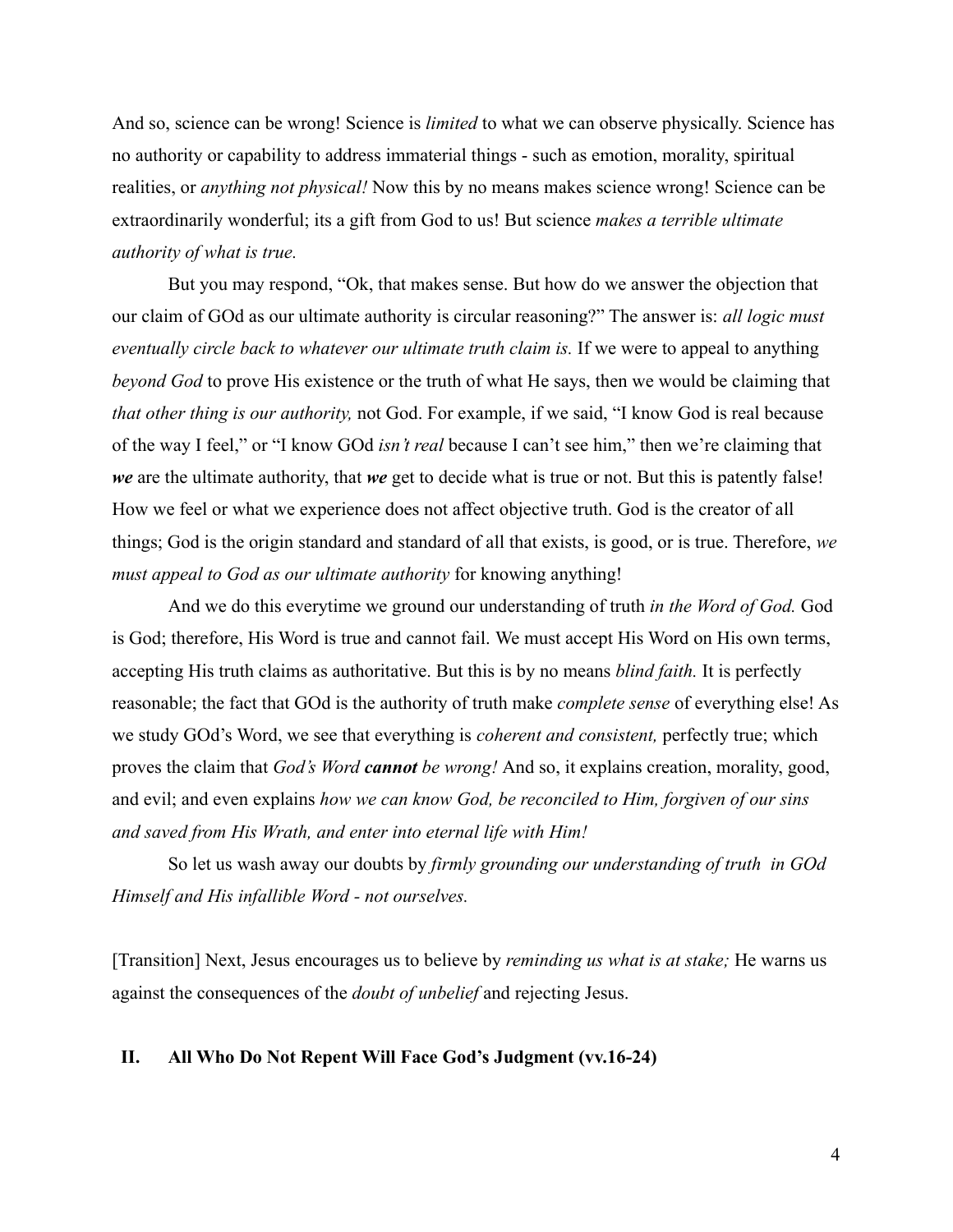And so, science can be wrong! Science is *limited* to what we can observe physically. Science has no authority or capability to address immaterial things - such as emotion, morality, spiritual realities, or *anything not physical!* Now this by no means makes science wrong! Science can be extraordinarily wonderful; its a gift from God to us! But science *makes a terrible ultimate authority of what is true.*

But you may respond, "Ok, that makes sense. But how do we answer the objection that our claim of GOd as our ultimate authority is circular reasoning?" The answer is: *all logic must eventually circle back to whatever our ultimate truth claim is.* If we were to appeal to anything *beyond God* to prove His existence or the truth of what He says, then we would be claiming that *that other thing is our authority,* not God. For example, if we said, "I know God is real because of the way I feel," or "I know GOd *isn't real* because I can't see him," then we're claiming that ***we*** are the ultimate authority, that ***we*** get to decide what is true or not. But this is patently false! How we feel or what we experience does not affect objective truth. God is the creator of all things; God is the origin standard and standard of all that exists, is good, or is true. Therefore, *we must appeal to God as our ultimate authority* for knowing anything!

And we do this everytime we ground our understanding of truth *in the Word of God.* God is God; therefore, His Word is true and cannot fail. We must accept His Word on His own terms, accepting His truth claims as authoritative. But this is by no means *blind faith.* It is perfectly reasonable; the fact that GOd is the authority of truth make *complete sense* of everything else! As we study GOd's Word, we see that everything is *coherent and consistent,* perfectly true; which proves the claim that *God's Word **cannot** be wrong!* And so, it explains creation, morality, good, and evil; and even explains *how we can know God, be reconciled to Him, forgiven of our sins and saved from His Wrath, and enter into eternal life with Him!*

So let us wash away our doubts by *firmly grounding our understanding of truth in GOd Himself and His infallible Word - not ourselves.*

[Transition] Next, Jesus encourages us to believe by *reminding us what is at stake;* He warns us against the consequences of the *doubt of unbelief* and rejecting Jesus.

## II. All Who Do Not Repent Will Face God's Judgment (vv.16-24)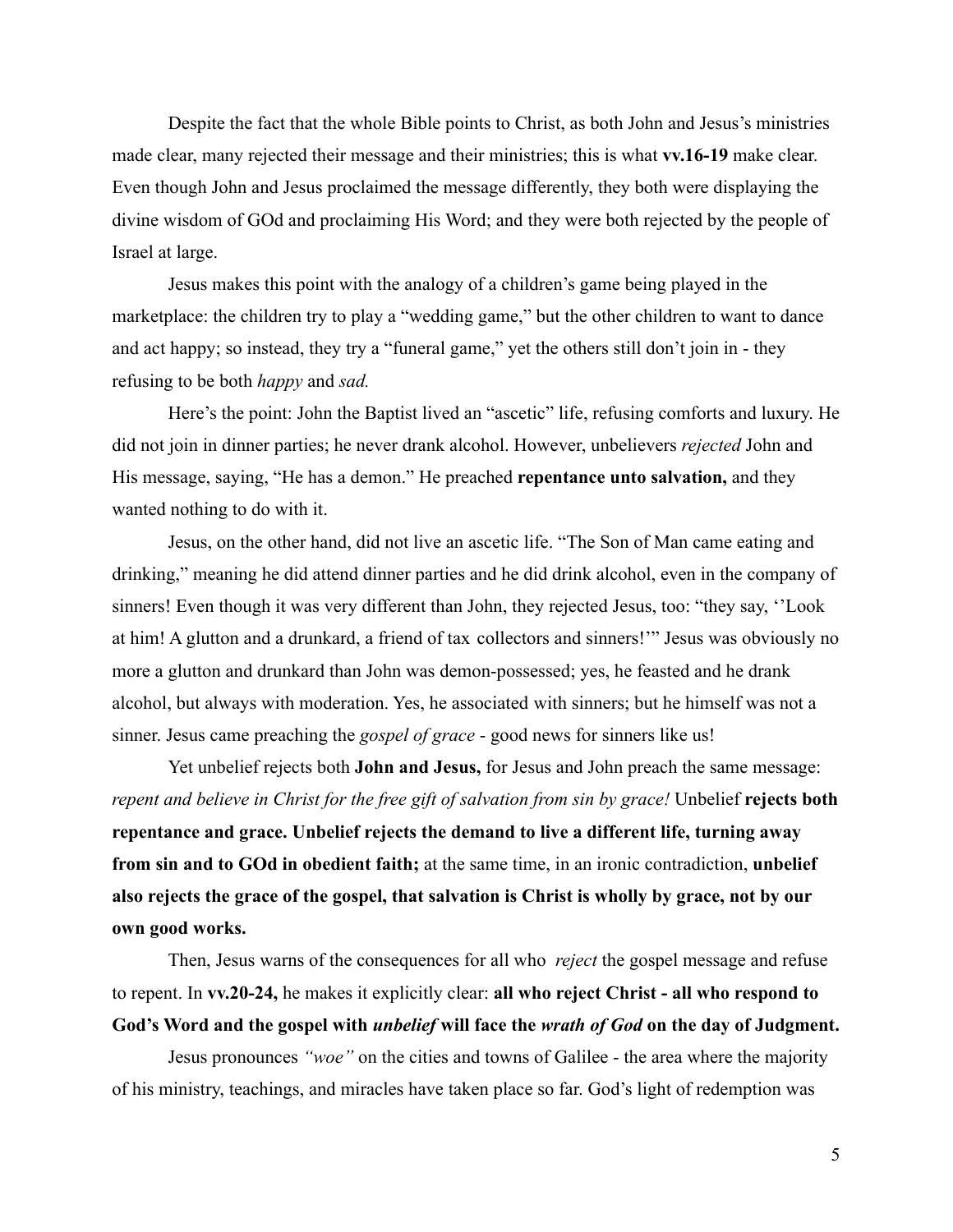Despite the fact that the whole Bible points to Christ, as both John and Jesus's ministries made clear, many rejected their message and their ministries; this is what **vv.16-19** make clear. Even though John and Jesus proclaimed the message differently, they both were displaying the divine wisdom of GOd and proclaiming His Word; and they were both rejected by the people of Israel at large.

Jesus makes this point with the analogy of a children's game being played in the marketplace: the children try to play a "wedding game," but the other children to want to dance and act happy; so instead, they try a "funeral game," yet the others still don't join in - they refusing to be both *happy* and *sad.*

Here's the point: John the Baptist lived an "ascetic" life, refusing comforts and luxury. He did not join in dinner parties; he never drank alcohol. However, unbelievers *rejected* John and His message, saying, "He has a demon." He preached **repentance unto salvation,** and they wanted nothing to do with it.

Jesus, on the other hand, did not live an ascetic life. "The Son of Man came eating and drinking," meaning he did attend dinner parties and he did drink alcohol, even in the company of sinners! Even though it was very different than John, they rejected Jesus, too: "they say, ''Look at him! A glutton and a drunkard, a friend of tax collectors and sinners!'" Jesus was obviously no more a glutton and drunkard than John was demon-possessed; yes, he feasted and he drank alcohol, but always with moderation. Yes, he associated with sinners; but he himself was not a sinner. Jesus came preaching the *gospel of grace* - good news for sinners like us!

Yet unbelief rejects both **John and Jesus,** for Jesus and John preach the same message: *repent and believe in Christ for the free gift of salvation from sin by grace!* Unbelief **rejects both repentance and grace. Unbelief rejects the demand to live a different life, turning away from sin and to GOd in obedient faith;** at the same time, in an ironic contradiction, **unbelief also rejects the grace of the gospel, that salvation is Christ is wholly by grace, not by our own good works.**

Then, Jesus warns of the consequences for all who *reject* the gospel message and refuse to repent. In **vv.20-24,** he makes it explicitly clear: **all who reject Christ - all who respond to God's Word and the gospel with *unbelief* will face the *wrath of God* on the day of Judgment.**

Jesus pronounces *"woe"* on the cities and towns of Galilee - the area where the majority of his ministry, teachings, and miracles have taken place so far. God's light of redemption was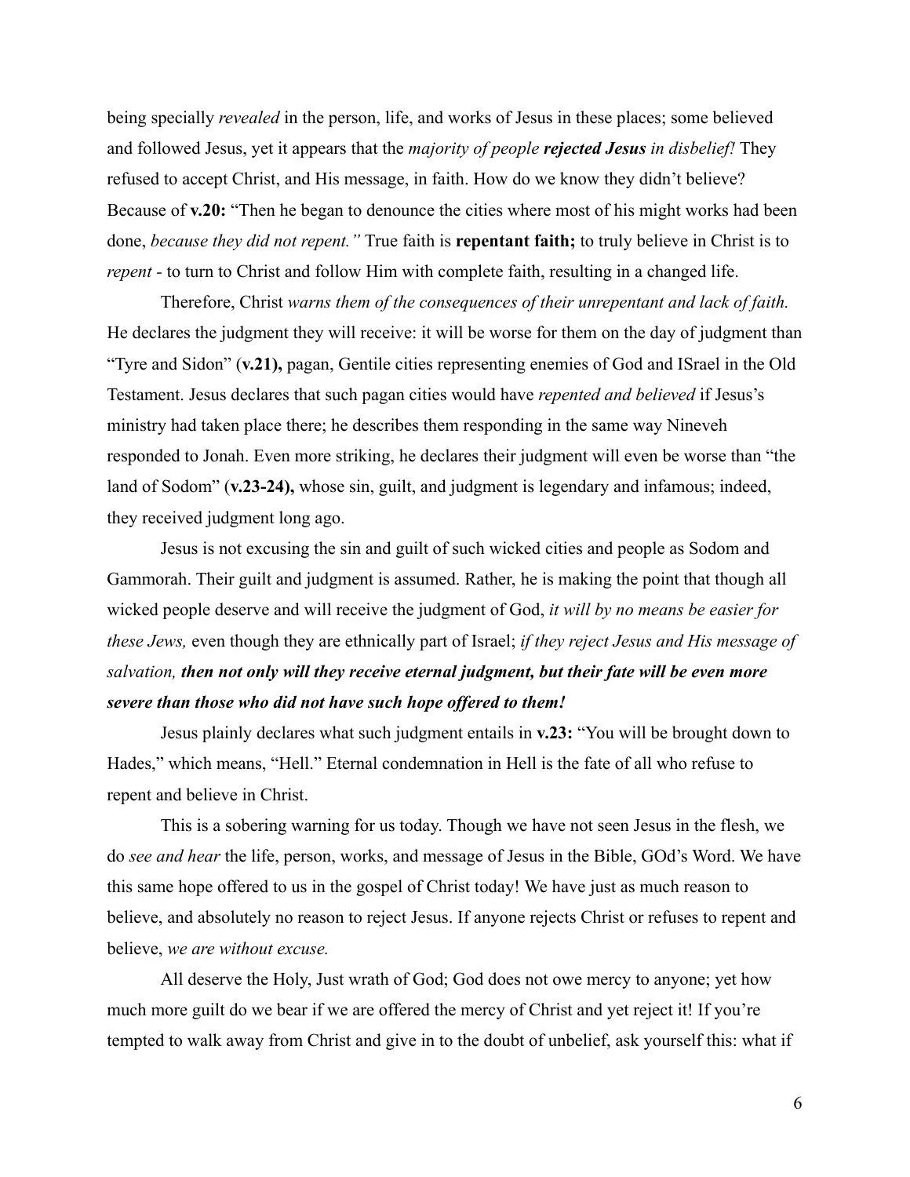being specially *revealed* in the person, life, and works of Jesus in these places; some believed and followed Jesus, yet it appears that the *majority of people **rejected Jesus** in disbelief!* They refused to accept Christ, and His message, in faith. How do we know they didn't believe? Because of **v.20:** "Then he began to denounce the cities where most of his might works had been done, *because they did not repent."* True faith is **repentant faith;** to truly believe in Christ is to *repent* - to turn to Christ and follow Him with complete faith, resulting in a changed life.

Therefore, Christ *warns them of the consequences of their unrepentant and lack of faith.* He declares the judgment they will receive: it will be worse for them on the day of judgment than "Tyre and Sidon" (**v.21),** pagan, Gentile cities representing enemies of God and ISrael in the Old Testament. Jesus declares that such pagan cities would have *repented and believed* if Jesus's ministry had taken place there; he describes them responding in the same way Nineveh responded to Jonah. Even more striking, he declares their judgment will even be worse than "the land of Sodom" (**v.23-24),** whose sin, guilt, and judgment is legendary and infamous; indeed, they received judgment long ago.

Jesus is not excusing the sin and guilt of such wicked cities and people as Sodom and Gammorah. Their guilt and judgment is assumed. Rather, he is making the point that though all wicked people deserve and will receive the judgment of God, *it will by no means be easier for these Jews,* even though they are ethnically part of Israel; *if they reject Jesus and His message of salvation, **then not only will they receive eternal judgment, but their fate will be even more severe than those who did not have such hope offered to them!***

Jesus plainly declares what such judgment entails in **v.23:** "You will be brought down to Hades," which means, "Hell." Eternal condemnation in Hell is the fate of all who refuse to repent and believe in Christ.

This is a sobering warning for us today. Though we have not seen Jesus in the flesh, we do *see and hear* the life, person, works, and message of Jesus in the Bible, GOd's Word. We have this same hope offered to us in the gospel of Christ today! We have just as much reason to believe, and absolutely no reason to reject Jesus. If anyone rejects Christ or refuses to repent and believe, *we are without excuse.*

All deserve the Holy, Just wrath of God; God does not owe mercy to anyone; yet how much more guilt do we bear if we are offered the mercy of Christ and yet reject it! If you're tempted to walk away from Christ and give in to the doubt of unbelief, ask yourself this: what if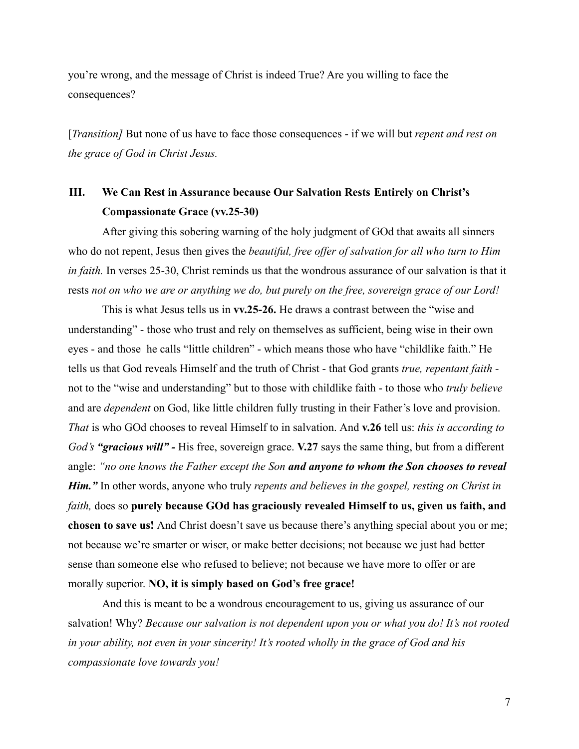you're wrong, and the message of Christ is indeed True? Are you willing to face the consequences?

[*Transition]* But none of us have to face those consequences - if we will but *repent and rest on the grace of God in Christ Jesus.*

### III. We Can Rest in Assurance because Our Salvation Rests Entirely on Christ's Compassionate Grace (vv.25-30)

After giving this sobering warning of the holy judgment of GOd that awaits all sinners who do not repent, Jesus then gives the *beautiful, free offer of salvation for all who turn to Him in faith.* In verses 25-30, Christ reminds us that the wondrous assurance of our salvation is that it rests *not on who we are or anything we do, but purely on the free, sovereign grace of our Lord!*

This is what Jesus tells us in **vv.25-26.** He draws a contrast between the "wise and understanding" - those who trust and rely on themselves as sufficient, being wise in their own eyes - and those he calls "little children" - which means those who have "childlike faith." He tells us that God reveals Himself and the truth of Christ - that God grants *true, repentant faith -* not to the "wise and understanding" but to those with childlike faith - to those who *truly believe* and are *dependent* on God, like little children fully trusting in their Father's love and provision. *That* is who GOd chooses to reveal Himself to in salvation. And **v.26** tell us: *this is according to God's* ***"gracious will"*** **-** His free, sovereign grace. **V.27** says the same thing, but from a different angle: *"no one knows the Father except the Son* ***and anyone to whom the Son chooses to reveal Him."*** In other words, anyone who truly *repents and believes in the gospel, resting on Christ in faith,* does so **purely because GOd has graciously revealed Himself to us, given us faith, and chosen to save us!** And Christ doesn't save us because there's anything special about you or me; not because we're smarter or wiser, or make better decisions; not because we just had better sense than someone else who refused to believe; not because we have more to offer or are morally superior. **NO, it is simply based on God's free grace!**

And this is meant to be a wondrous encouragement to us, giving us assurance of our salvation! Why? *Because our salvation is not dependent upon you or what you do! It's not rooted in your ability, not even in your sincerity! It's rooted wholly in the grace of God and his compassionate love towards you!*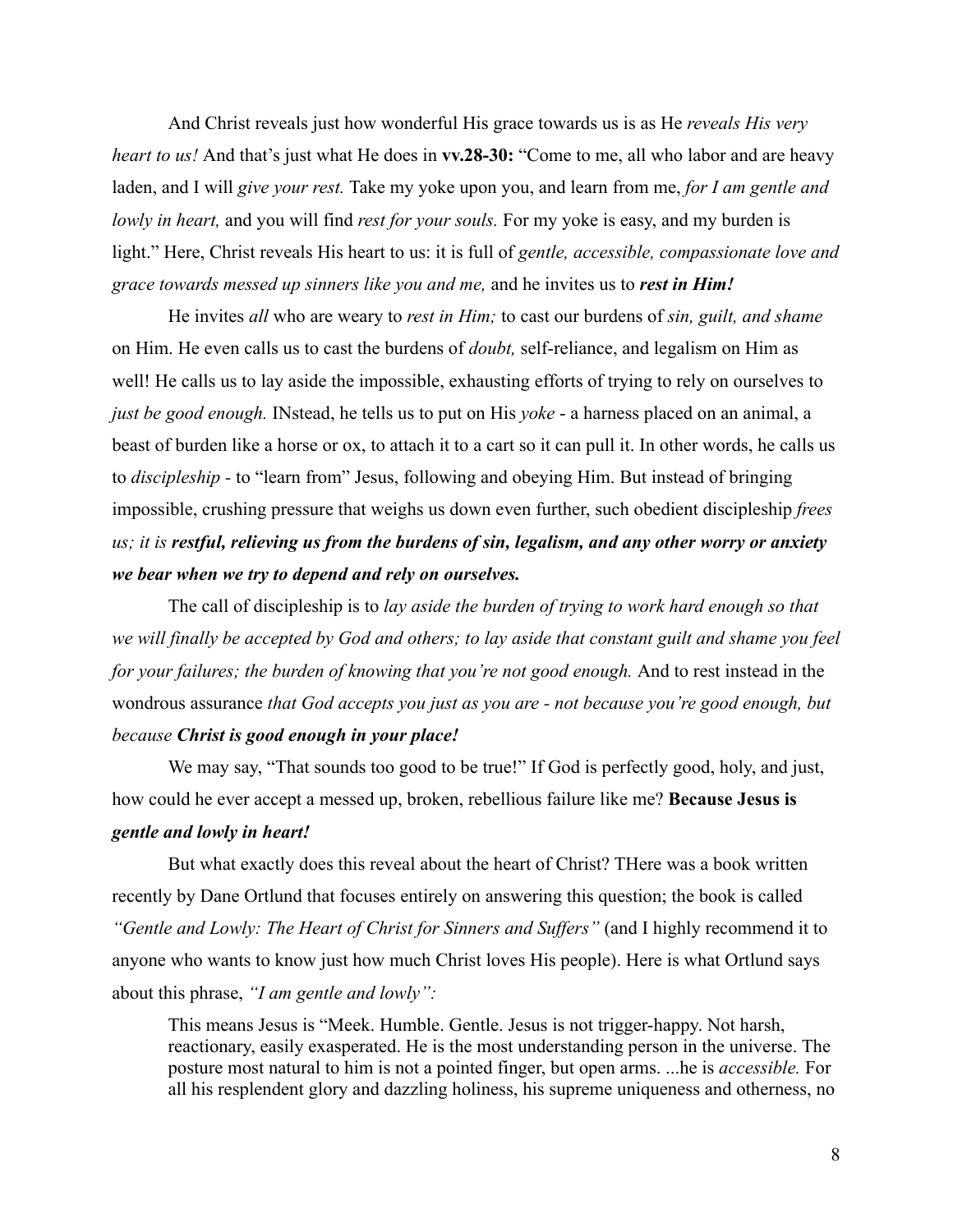And Christ reveals just how wonderful His grace towards us is as He *reveals His very heart to us!* And that's just what He does in **vv.28-30:** "Come to me, all who labor and are heavy laden, and I will *give your rest.* Take my yoke upon you, and learn from me, *for I am gentle and lowly in heart,* and you will find *rest for your souls.* For my yoke is easy, and my burden is light." Here, Christ reveals His heart to us: it is full of *gentle, accessible, compassionate love and grace towards messed up sinners like you and me,* and he invites us to ***rest in Him!***

He invites *all* who are weary to *rest in Him;* to cast our burdens of *sin, guilt, and shame* on Him. He even calls us to cast the burdens of *doubt,* self-reliance, and legalism on Him as well! He calls us to lay aside the impossible, exhausting efforts of trying to rely on ourselves to *just be good enough.* INstead, he tells us to put on His *yoke* - a harness placed on an animal, a beast of burden like a horse or ox, to attach it to a cart so it can pull it. In other words, he calls us to *discipleship* - to "learn from" Jesus, following and obeying Him. But instead of bringing impossible, crushing pressure that weighs us down even further, such obedient discipleship *frees us; it is* ***restful, relieving us from the burdens of sin, legalism, and any other worry or anxiety we bear when we try to depend and rely on ourselves.***

The call of discipleship is to *lay aside the burden of trying to work hard enough so that we will finally be accepted by God and others; to lay aside that constant guilt and shame you feel for your failures; the burden of knowing that you're not good enough.* And to rest instead in the wondrous assurance *that God accepts you just as you are - not because you're good enough, but because* ***Christ is good enough in your place!***

We may say, "That sounds too good to be true!" If God is perfectly good, holy, and just, how could he ever accept a messed up, broken, rebellious failure like me? **Because Jesus is *gentle and lowly in heart!***

But what exactly does this reveal about the heart of Christ? THere was a book written recently by Dane Ortlund that focuses entirely on answering this question; the book is called *"Gentle and Lowly: The Heart of Christ for Sinners and Suffers"* (and I highly recommend it to anyone who wants to know just how much Christ loves His people). Here is what Ortlund says about this phrase, *"I am gentle and lowly":*

> This means Jesus is "Meek. Humble. Gentle. Jesus is not trigger-happy. Not harsh, reactionary, easily exasperated. He is the most understanding person in the universe. The posture most natural to him is not a pointed finger, but open arms. ...he is *accessible.* For all his resplendent glory and dazzling holiness, his supreme uniqueness and otherness, no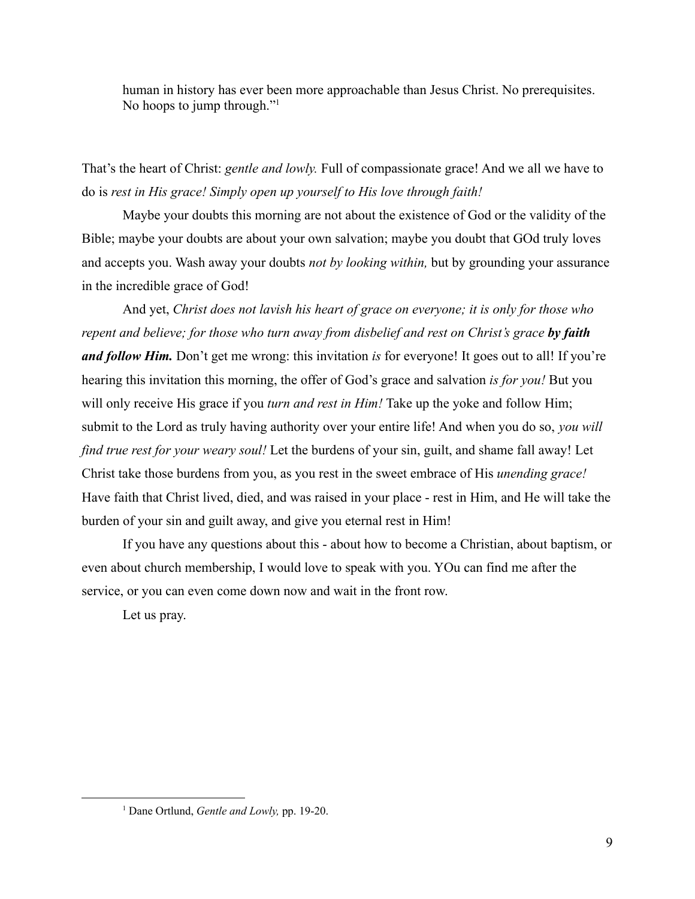> human in history has ever been more approachable than Jesus Christ. No prerequisites. No hoops to jump through."[1]

That's the heart of Christ: *gentle and lowly.* Full of compassionate grace! And we all we have to do is *rest in His grace! Simply open up yourself to His love through faith!*

Maybe your doubts this morning are not about the existence of God or the validity of the Bible; maybe your doubts are about your own salvation; maybe you doubt that GOd truly loves and accepts you. Wash away your doubts *not by looking within,* but by grounding your assurance in the incredible grace of God!

And yet, *Christ does not lavish his heart of grace on everyone; it is only for those who repent and believe; for those who turn away from disbelief and rest on Christ's grace **by faith and follow Him.*** Don't get me wrong: this invitation *is* for everyone! It goes out to all! If you're hearing this invitation this morning, the offer of God's grace and salvation *is for you!* But you will only receive His grace if you *turn and rest in Him!* Take up the yoke and follow Him; submit to the Lord as truly having authority over your entire life! And when you do so, *you will find true rest for your weary soul!* Let the burdens of your sin, guilt, and shame fall away! Let Christ take those burdens from you, as you rest in the sweet embrace of His *unending grace!* Have faith that Christ lived, died, and was raised in your place - rest in Him, and He will take the burden of your sin and guilt away, and give you eternal rest in Him!

If you have any questions about this - about how to become a Christian, about baptism, or even about church membership, I would love to speak with you. YOu can find me after the service, or you can even come down now and wait in the front row.

Let us pray.

---

[1] Dane Ortlund, *Gentle and Lowly,* pp. 19-20.